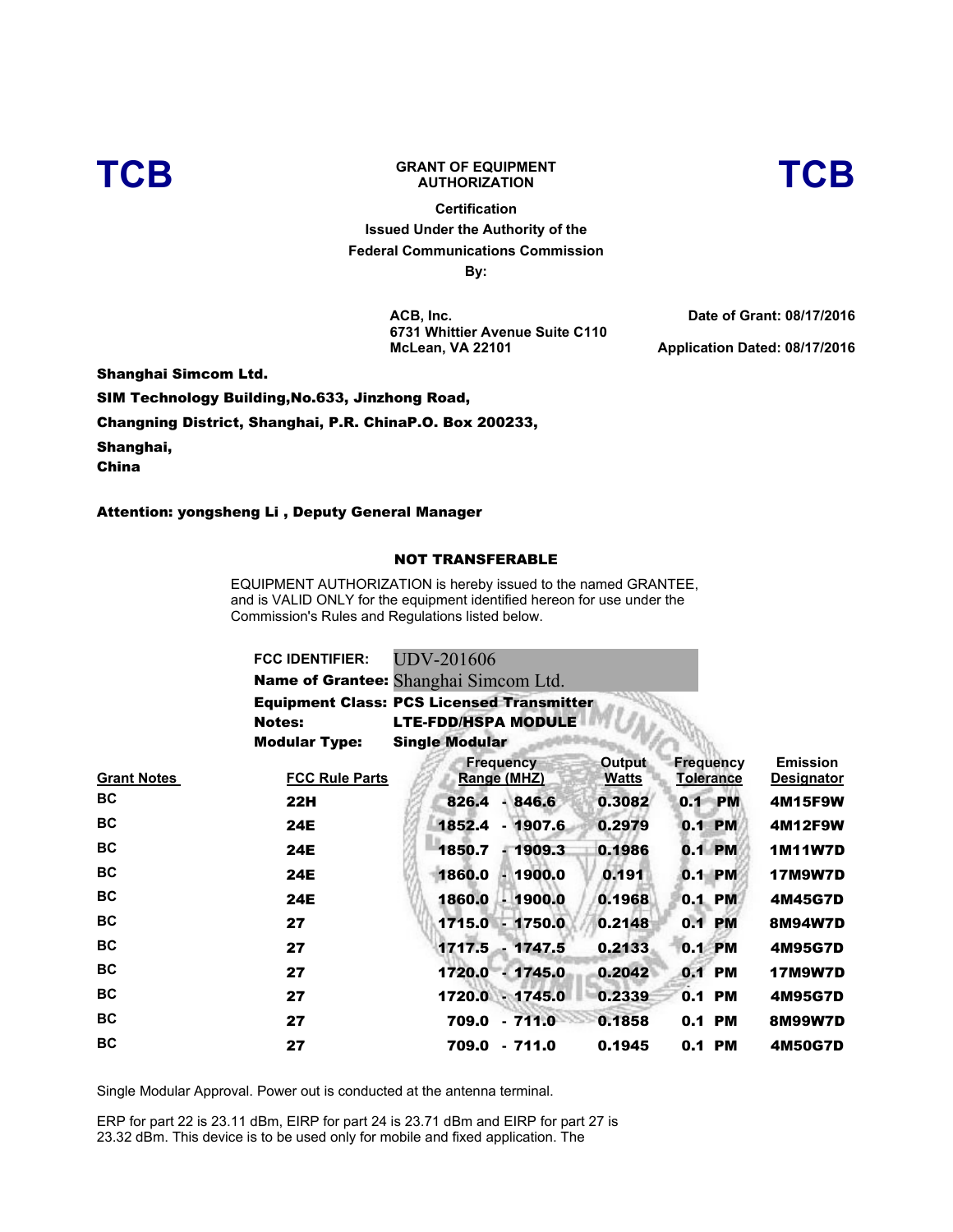**TCB** **GRANT OF EQUIPMENT AUTHORIZATION** **TCB**

**Certification**
**Issued Under the Authority of the**
**Federal Communications Commission**
**By:**

**ACB, Inc.**
**6731 Whittier Avenue Suite C110**
**McLean, VA 22101**

**Date of Grant: 08/17/2016**

**Application Dated: 08/17/2016**

**Shanghai Simcom Ltd.**
**SIM Technology Building,No.633, Jinzhong Road,**
**Changning District, Shanghai, P.R. ChinaP.O. Box 200233,**
**Shanghai,**
**China**

**Attention: yongsheng Li , Deputy General Manager**

**NOT TRANSFERABLE**

EQUIPMENT AUTHORIZATION is hereby issued to the named GRANTEE, and is VALID ONLY for the equipment identified hereon for use under the Commission's Rules and Regulations listed below.

**FCC IDENTIFIER:** UDV-201606
**Name of Grantee:** Shanghai Simcom Ltd.
**Equipment Class:** **PCS Licensed Transmitter**
**Notes:** **LTE-FDD/HSPA MODULE**
**Modular Type:** **Single Modular**

| Grant Notes | FCC Rule Parts | Frequency Range (MHZ) | Output Watts | Frequency Tolerance | Emission Designator |
|---|---|---|---|---|---|
| BC | 22H | 826.4 - 846.6 | 0.3082 | 0.1 PM | 4M15F9W |
| BC | 24E | 1852.4 - 1907.6 | 0.2979 | 0.1 PM | 4M12F9W |
| BC | 24E | 1850.7 - 1909.3 | 0.1986 | 0.1 PM | 1M11W7D |
| BC | 24E | 1860.0 - 1900.0 | 0.191 | 0.1 PM | 17M9W7D |
| BC | 24E | 1860.0 - 1900.0 | 0.1968 | 0.1 PM | 4M45G7D |
| BC | 27 | 1715.0 - 1750.0 | 0.2148 | 0.1 PM | 8M94W7D |
| BC | 27 | 1717.5 - 1747.5 | 0.2133 | 0.1 PM | 4M95G7D |
| BC | 27 | 1720.0 - 1745.0 | 0.2042 | 0.1 PM | 17M9W7D |
| BC | 27 | 1720.0 - 1745.0 | 0.2339 | 0.1 PM | 4M95G7D |
| BC | 27 | 709.0 - 711.0 | 0.1858 | 0.1 PM | 8M99W7D |
| BC | 27 | 709.0 - 711.0 | 0.1945 | 0.1 PM | 4M50G7D |

Single Modular Approval. Power out is conducted at the antenna terminal.

ERP for part 22 is 23.11 dBm, EIRP for part 24 is 23.71 dBm and EIRP for part 27 is 23.32 dBm. This device is to be used only for mobile and fixed application. The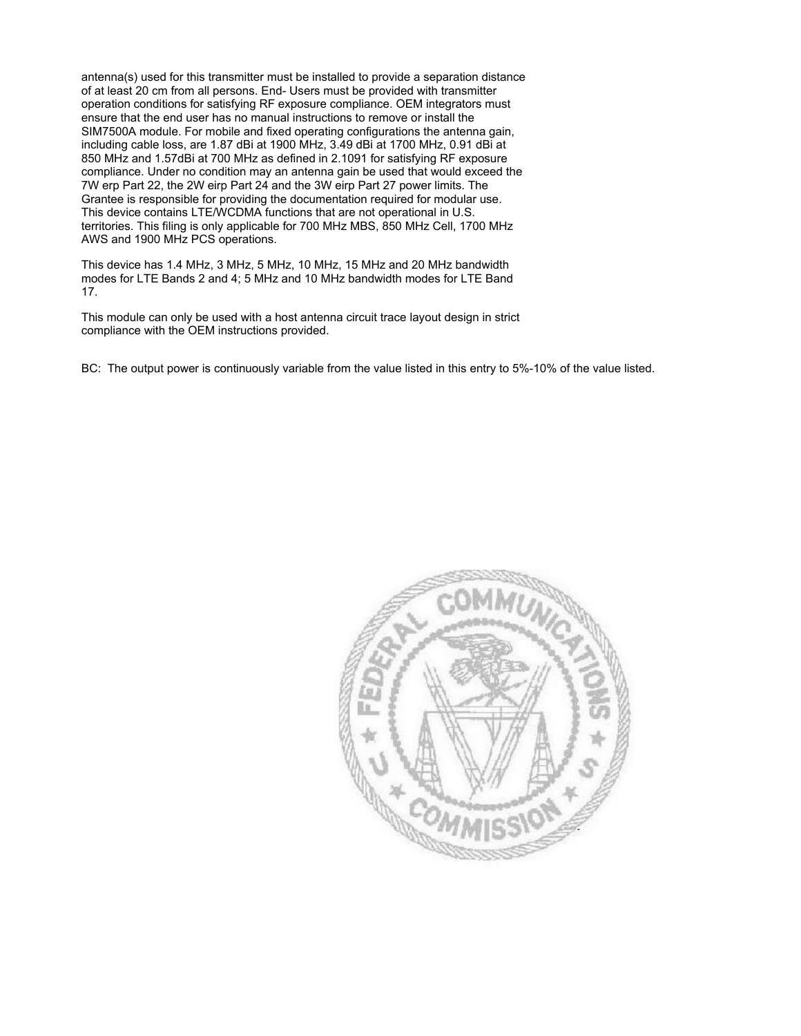antenna(s) used for this transmitter must be installed to provide a separation distance of at least 20 cm from all persons. End- Users must be provided with transmitter operation conditions for satisfying RF exposure compliance. OEM integrators must ensure that the end user has no manual instructions to remove or install the SIM7500A module. For mobile and fixed operating configurations the antenna gain, including cable loss, are 1.87 dBi at 1900 MHz, 3.49 dBi at 1700 MHz, 0.91 dBi at 850 MHz and 1.57dBi at 700 MHz as defined in 2.1091 for satisfying RF exposure compliance. Under no condition may an antenna gain be used that would exceed the 7W erp Part 22, the 2W eirp Part 24 and the 3W eirp Part 27 power limits. The Grantee is responsible for providing the documentation required for modular use. This device contains LTE/WCDMA functions that are not operational in U.S. territories. This filing is only applicable for 700 MHz MBS, 850 MHz Cell, 1700 MHz AWS and 1900 MHz PCS operations.

This device has 1.4 MHz, 3 MHz, 5 MHz, 10 MHz, 15 MHz and 20 MHz bandwidth modes for LTE Bands 2 and 4; 5 MHz and 10 MHz bandwidth modes for LTE Band 17.

This module can only be used with a host antenna circuit trace layout design in strict compliance with the OEM instructions provided.

BC: The output power is continuously variable from the value listed in this entry to 5%-10% of the value listed.